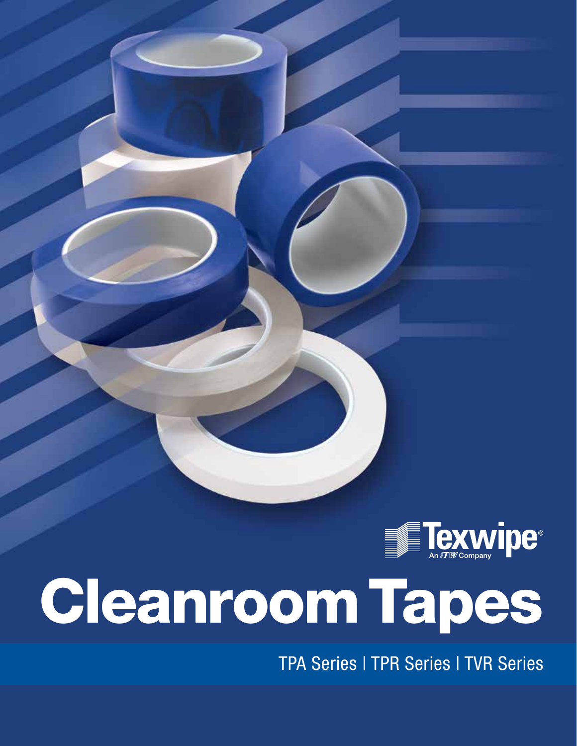Texwipe®

An ITW Company

# Cleanroom Tapes

TPA Series | TPR Series | TVR Series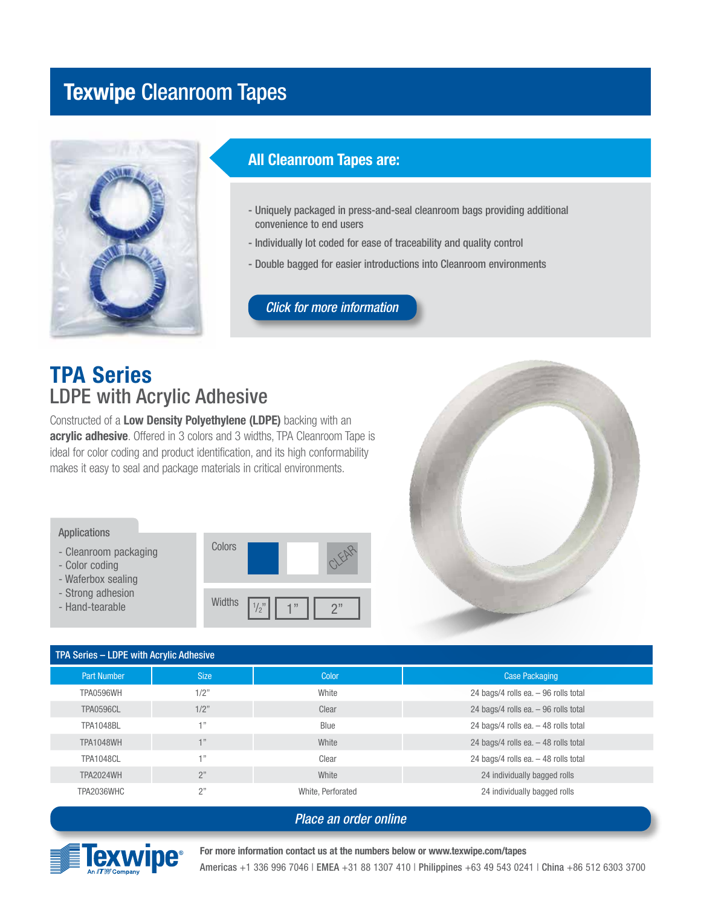# Texwipe Cleanroom Tapes

## All Cleanroom Tapes are:

- Uniquely packaged in press-and-seal cleanroom bags providing additional convenience to end users
- Individually lot coded for ease of traceability and quality control
- Double bagged for easier introductions into Cleanroom environments

*Click for more information*

## TPA Series

### LDPE with Acrylic Adhesive

Constructed of a **Low Density Polyethylene (LDPE)** backing with an **acrylic adhesive**. Offered in 3 colors and 3 widths, TPA Cleanroom Tape is ideal for color coding and product identification, and its high conformability makes it easy to seal and package materials in critical environments.

**Applications**

- Cleanroom packaging
- Color coding
- Waferbox sealing
- Strong adhesion
- Hand-tearable

Colors: Blue, White, Clear

Widths: ½", 1", 2"

**TPA Series – LDPE with Acrylic Adhesive**

| Part Number | Size | Color | Case Packaging |
|---|---|---|---|
| TPA0596WH | 1/2" | White | 24 bags/4 rolls ea. – 96 rolls total |
| TPA0596CL | 1/2" | Clear | 24 bags/4 rolls ea. – 96 rolls total |
| TPA1048BL | 1" | Blue | 24 bags/4 rolls ea. – 48 rolls total |
| TPA1048WH | 1" | White | 24 bags/4 rolls ea. – 48 rolls total |
| TPA1048CL | 1" | Clear | 24 bags/4 rolls ea. – 48 rolls total |
| TPA2024WH | 2" | White | 24 individually bagged rolls |
| TPA2036WHC | 2" | White, Perforated | 24 individually bagged rolls |

*Place an order online*

Texwipe® An ITW Company

**For more information contact us at the numbers below or www.texwipe.com/tapes**

**Americas** +1 336 996 7046 | **EMEA** +31 88 1307 410 | **Philippines** +63 49 543 0241 | **China** +86 512 6303 3700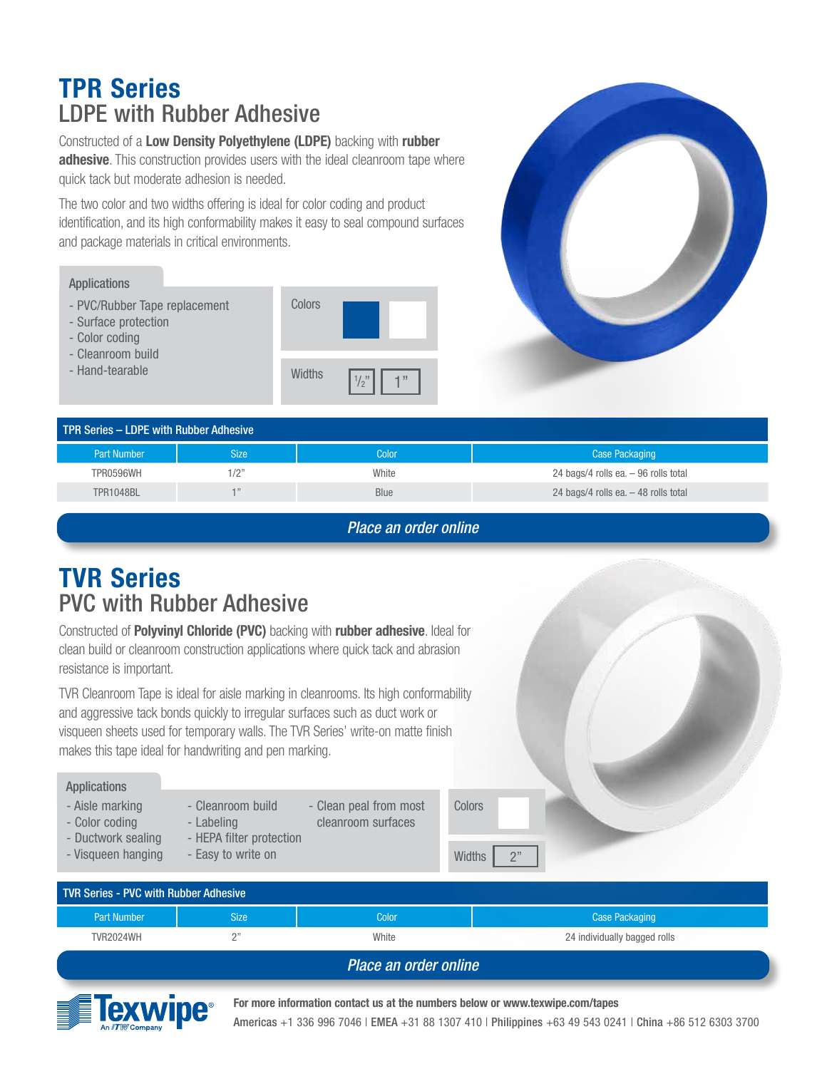# TPR Series

## LDPE with Rubber Adhesive

Constructed of a **Low Density Polyethylene (LDPE)** backing with **rubber adhesive**. This construction provides users with the ideal cleanroom tape where quick tack but moderate adhesion is needed.

The two color and two widths offering is ideal for color coding and product identification, and its high conformability makes it easy to seal compound surfaces and package materials in critical environments.

**Applications**

- PVC/Rubber Tape replacement
- Surface protection
- Color coding
- Cleanroom build
- Hand-tearable

**Colors**

**Widths** 1/2" 1"

**TPR Series – LDPE with Rubber Adhesive**

| Part Number | Size | Color | Case Packaging |
|---|---|---|---|
| TPR0596WH | 1/2" | White | 24 bags/4 rolls ea. – 96 rolls total |
| TPR1048BL | 1" | Blue | 24 bags/4 rolls ea. – 48 rolls total |

*Place an order online*

# TVR Series

## PVC with Rubber Adhesive

Constructed of **Polyvinyl Chloride (PVC)** backing with **rubber adhesive**. Ideal for clean build or cleanroom construction applications where quick tack and abrasion resistance is important.

TVR Cleanroom Tape is ideal for aisle marking in cleanrooms. Its high conformability and aggressive tack bonds quickly to irregular surfaces such as duct work or visqueen sheets used for temporary walls. The TVR Series' write-on matte finish makes this tape ideal for handwriting and pen marking.

**Applications**

- Aisle marking
- Color coding
- Ductwork sealing
- Visqueen hanging
- Cleanroom build
- Labeling
- HEPA filter protection
- Easy to write on
- Clean peal from most cleanroom surfaces

**Colors**

**Widths** 2"

**TVR Series - PVC with Rubber Adhesive**

| Part Number | Size | Color | Case Packaging |
|---|---|---|---|
| TVR2024WH | 2" | White | 24 individually bagged rolls |

*Place an order online*

Texwipe® An ITW Company

**For more information contact us at the numbers below or www.texwipe.com/tapes**

**Americas** +1 336 996 7046 | **EMEA** +31 88 1307 410 | **Philippines** +63 49 543 0241 | **China** +86 512 6303 3700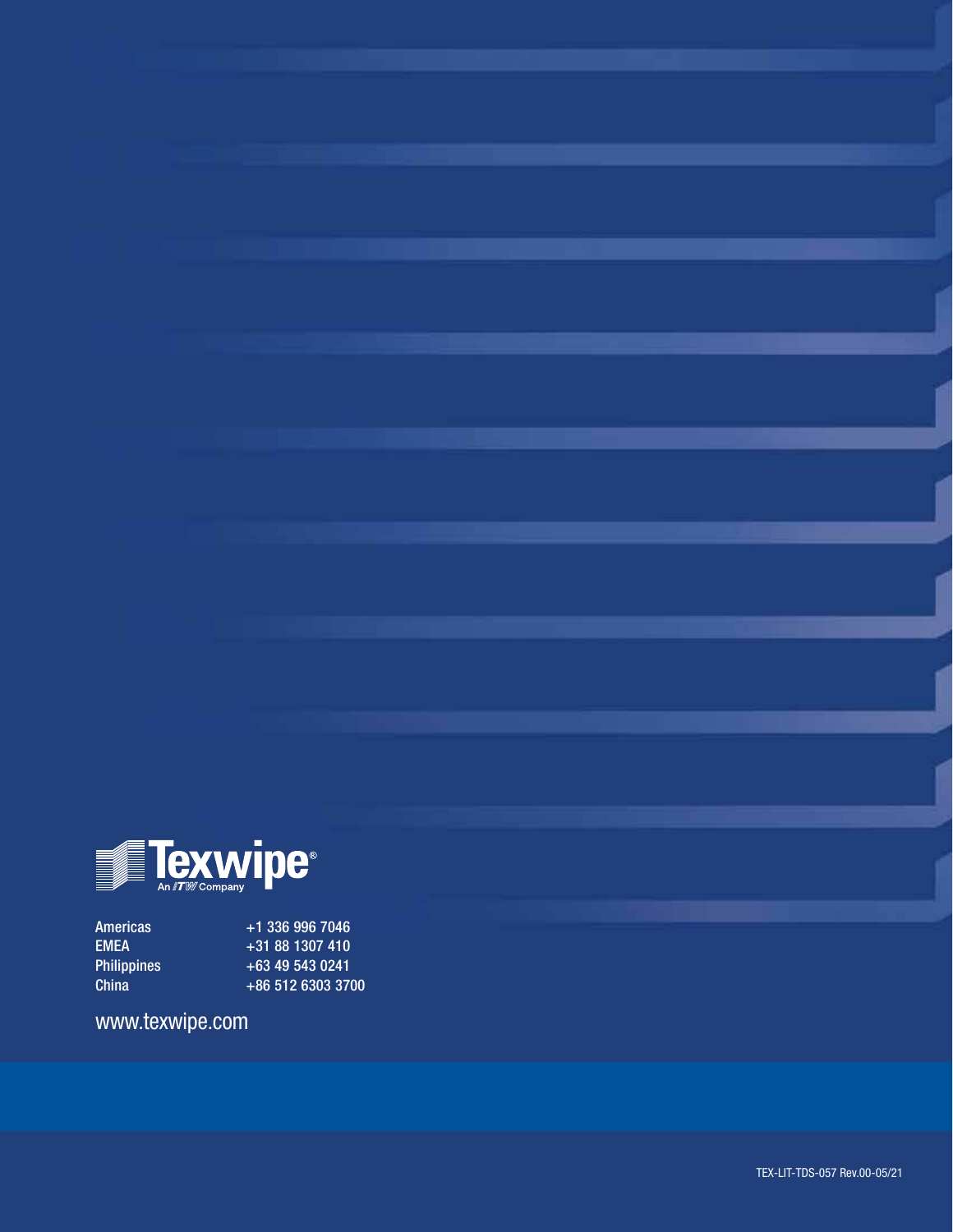Texwipe®
An ITW Company

| | |
|---|---|
| Americas | +1 336 996 7046 |
| EMEA | +31 88 1307 410 |
| Philippines | +63 49 543 0241 |
| China | +86 512 6303 3700 |

www.texwipe.com

TEX-LIT-TDS-057 Rev.00-05/21